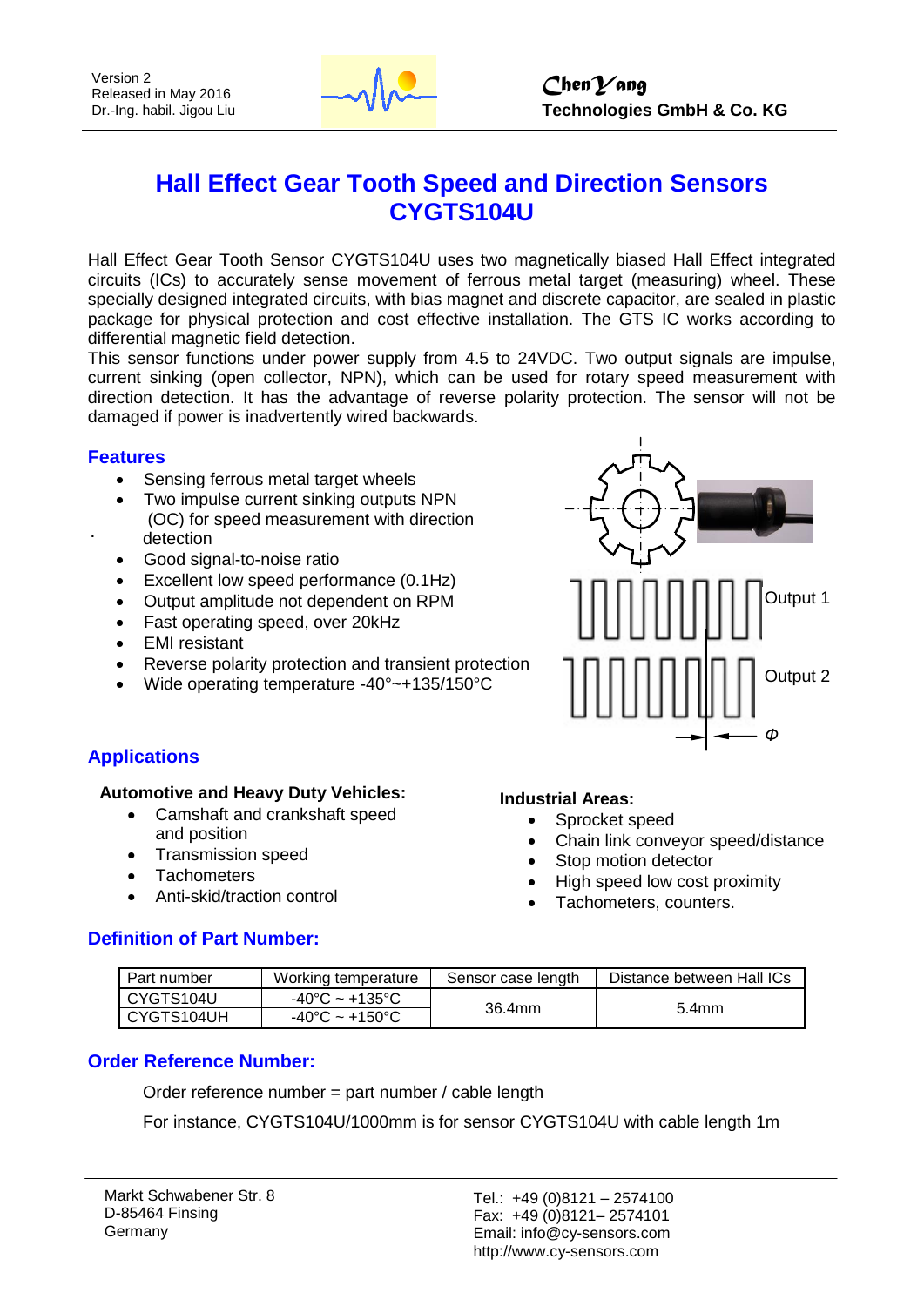Version 2
Released in May 2016
Dr.-Ing. habil. Jigou Liu

**ChenYang**
**Technologies GmbH & Co. KG**

# Hall Effect Gear Tooth Speed and Direction Sensors CYGTS104U

Hall Effect Gear Tooth Sensor CYGTS104U uses two magnetically biased Hall Effect integrated circuits (ICs) to accurately sense movement of ferrous metal target (measuring) wheel. These specially designed integrated circuits, with bias magnet and discrete capacitor, are sealed in plastic package for physical protection and cost effective installation. The GTS IC works according to differential magnetic field detection.
This sensor functions under power supply from 4.5 to 24VDC. Two output signals are impulse, current sinking (open collector, NPN), which can be used for rotary speed measurement with direction detection. It has the advantage of reverse polarity protection. The sensor will not be damaged if power is inadvertently wired backwards.

## Features

- Sensing ferrous metal target wheels
- Two impulse current sinking outputs NPN (OC) for speed measurement with direction detection
- Good signal-to-noise ratio
- Excellent low speed performance (0.1Hz)
- Output amplitude not dependent on RPM
- Fast operating speed, over 20kHz
- EMI resistant
- Reverse polarity protection and transient protection
- Wide operating temperature -40°~+135/150°C

Output 1

Output 2

Φ

## Applications

**Automotive and Heavy Duty Vehicles:**

- Camshaft and crankshaft speed and position
- Transmission speed
- Tachometers
- Anti-skid/traction control

**Industrial Areas:**

- Sprocket speed
- Chain link conveyor speed/distance
- Stop motion detector
- High speed low cost proximity
- Tachometers, counters.

## Definition of Part Number:

| Part number | Working temperature | Sensor case length | Distance between Hall ICs |
|---|---|---|---|
| CYGTS104U | -40°C ~ +135°C | 36.4mm | 5.4mm |
| CYGTS104UH | -40°C ~ +150°C | | |

## Order Reference Number:

Order reference number = part number / cable length

For instance, CYGTS104U/1000mm is for sensor CYGTS104U with cable length 1m

Markt Schwabener Str. 8
D-85464 Finsing
Germany

Tel.: +49 (0)8121 – 2574100
Fax: +49 (0)8121– 2574101
Email: info@cy-sensors.com
http://www.cy-sensors.com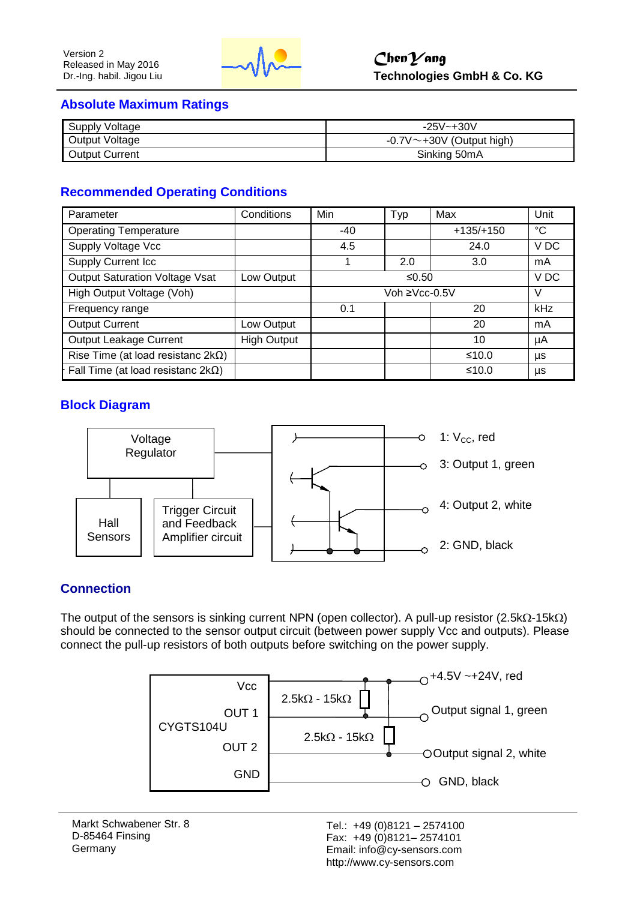## Absolute Maximum Ratings

| Supply Voltage | -25V~+30V |
|---|---|
| Output Voltage | -0.7V～+30V (Output high) |
| Output Current | Sinking 50mA |

## Recommended Operating Conditions

| Parameter | Conditions | Min | Typ | Max | Unit |
|---|---|---|---|---|---|
| Operating Temperature | | -40 | | +135/+150 | °C |
| Supply Voltage Vcc | | 4.5 | | 24.0 | V DC |
| Supply Current Icc | | 1 | 2.0 | 3.0 | mA |
| Output Saturation Voltage Vsat | Low Output | ≤0.50 | | | V DC |
| High Output Voltage (Voh) | | Voh ≥Vcc-0.5V | | | V |
| Frequency range | | 0.1 | | 20 | kHz |
| Output Current | Low Output | | | 20 | mA |
| Output Leakage Current | High Output | | | 10 | µA |
| Rise Time (at load resistanc 2kΩ) | | | | ≤10.0 | µs |
| Fall Time (at load resistanc 2kΩ) | | | | ≤10.0 | µs |

## Block Diagram

Voltage Regulator

Hall Sensors

Trigger Circuit and Feedback Amplifier circuit

1: $V_{CC}$, red

3: Output 1, green

4: Output 2, white

2: GND, black

## Connection

The output of the sensors is sinking current NPN (open collector). A pull-up resistor (2.5kΩ-15kΩ) should be connected to the sensor output circuit (between power supply Vcc and outputs). Please connect the pull-up resistors of both outputs before switching on the power supply.

CYGTS104U: Vcc, OUT 1, OUT 2, GND

2.5kΩ - 15kΩ

2.5kΩ - 15kΩ

+4.5V ~+24V, red

Output signal 1, green

Output signal 2, white

GND, black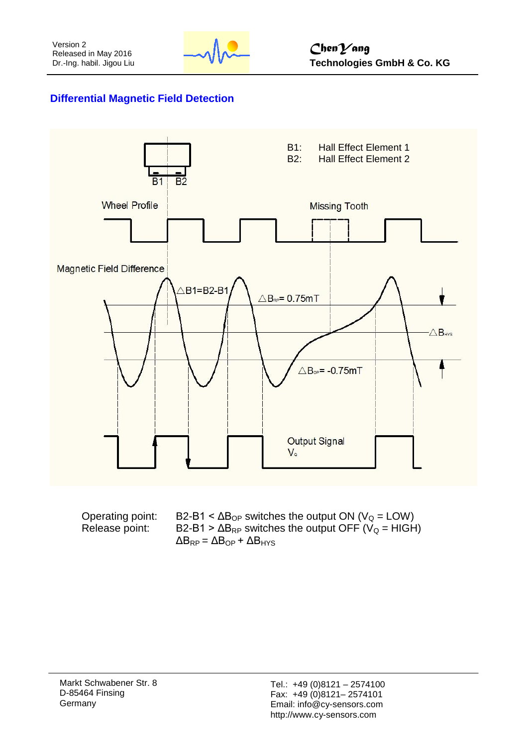## Differential Magnetic Field Detection

B1: Hall Effect Element 1
B2: Hall Effect Element 2

Wheel Profile

Missing Tooth

Magnetic Field Difference

$\Delta B1 = B2 - B1$

$\Delta B_{RP} = 0.75\text{mT}$

$\Delta B_{HYS}$

$\Delta B_{OP} = -0.75\text{mT}$

Output Signal $V_Q$

Operating point: B2-B1 < $\Delta B_{OP}$ switches the output ON ($V_Q$ = LOW)

Release point: B2-B1 > $\Delta B_{RP}$ switches the output OFF ($V_Q$ = HIGH)

$\Delta B_{RP} = \Delta B_{OP} + \Delta B_{HYS}$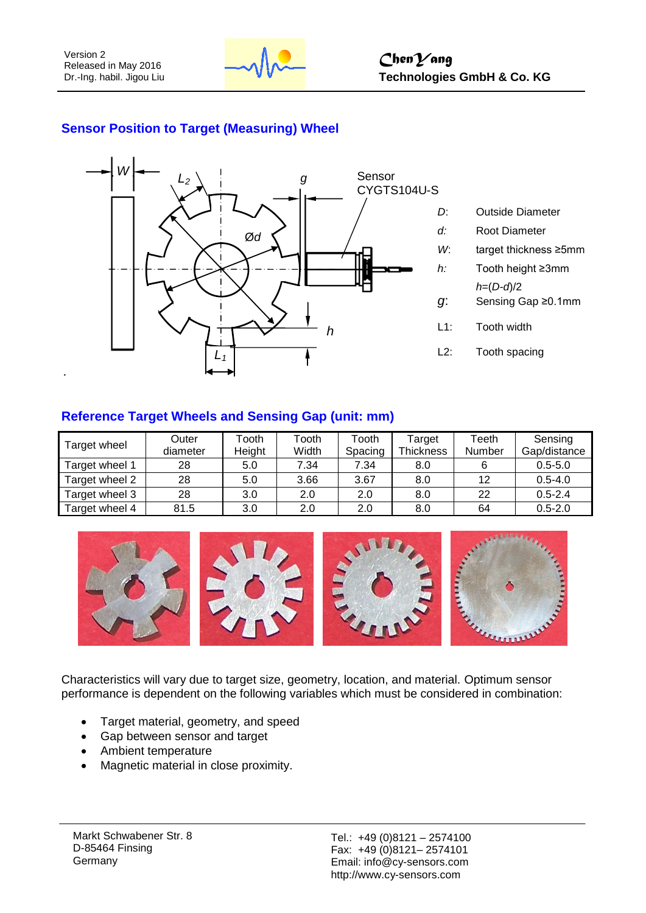## Sensor Position to Target (Measuring) Wheel

Sensor CYGTS104U-S

| | |
|---|---|
| *D*: | Outside Diameter |
| *d*: | Root Diameter |
| *W*: | target thickness ≥5mm |
| *h*: | Tooth height ≥3mm<br>$h=(D-d)/2$ |
| *g*: | Sensing Gap ≥0.1mm |
| L1: | Tooth width |
| L2: | Tooth spacing |

## Reference Target Wheels and Sensing Gap (unit: mm)

| Target wheel | Outer diameter | Tooth Height | Tooth Width | Tooth Spacing | Target Thickness | Teeth Number | Sensing Gap/distance |
|---|---|---|---|---|---|---|---|
| Target wheel 1 | 28 | 5.0 | 7.34 | 7.34 | 8.0 | 6 | 0.5-5.0 |
| Target wheel 2 | 28 | 5.0 | 3.66 | 3.67 | 8.0 | 12 | 0.5-4.0 |
| Target wheel 3 | 28 | 3.0 | 2.0 | 2.0 | 8.0 | 22 | 0.5-2.4 |
| Target wheel 4 | 81.5 | 3.0 | 2.0 | 2.0 | 8.0 | 64 | 0.5-2.0 |

Characteristics will vary due to target size, geometry, location, and material. Optimum sensor performance is dependent on the following variables which must be considered in combination:

- Target material, geometry, and speed
- Gap between sensor and target
- Ambient temperature
- Magnetic material in close proximity.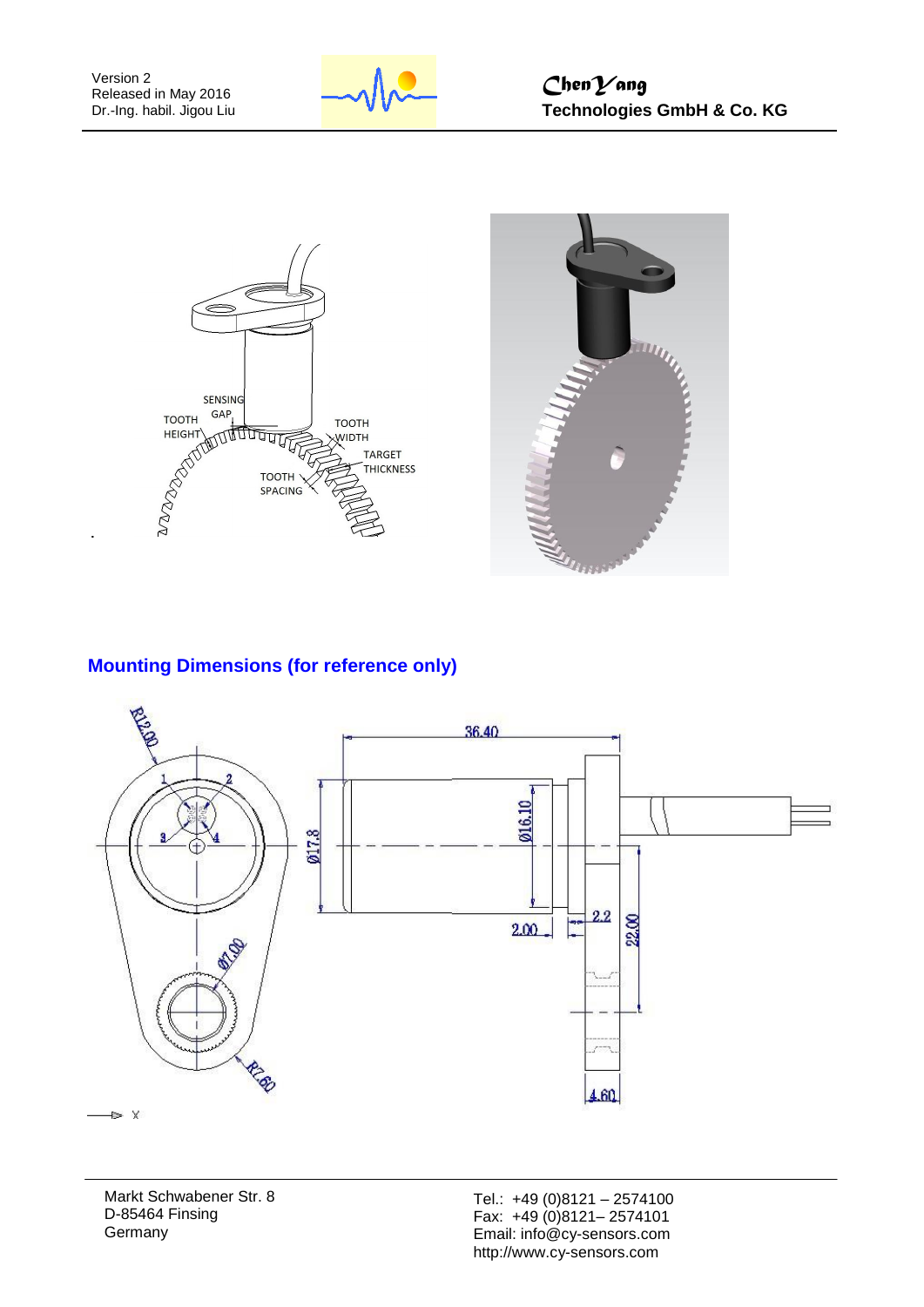## Mounting Dimensions (for reference only)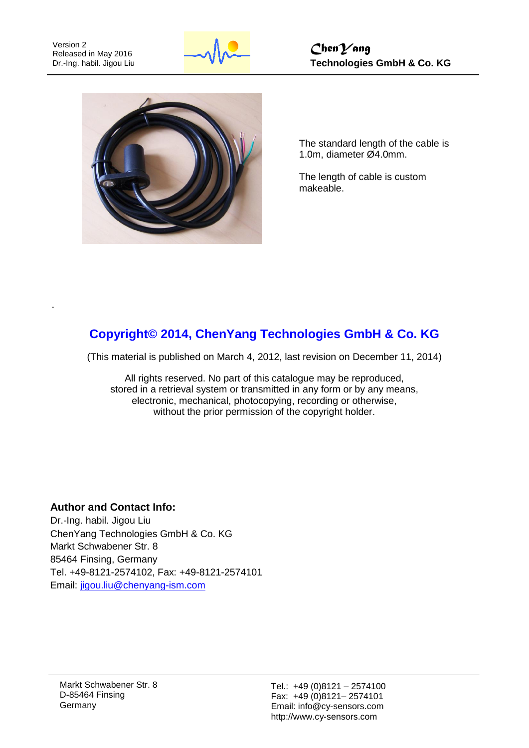The standard length of the cable is 1.0m, diameter Ø4.0mm.

The length of cable is custom makeable.

## Copyright© 2014, ChenYang Technologies GmbH & Co. KG

(This material is published on March 4, 2012, last revision on December 11, 2014)

All rights reserved. No part of this catalogue may be reproduced, stored in a retrieval system or transmitted in any form or by any means, electronic, mechanical, photocopying, recording or otherwise, without the prior permission of the copyright holder.

**Author and Contact Info:**

Dr.-Ing. habil. Jigou Liu
ChenYang Technologies GmbH & Co. KG
Markt Schwabener Str. 8
85464 Finsing, Germany
Tel. +49-8121-2574102, Fax: +49-8121-2574101
Email: jigou.liu@chenyang-ism.com